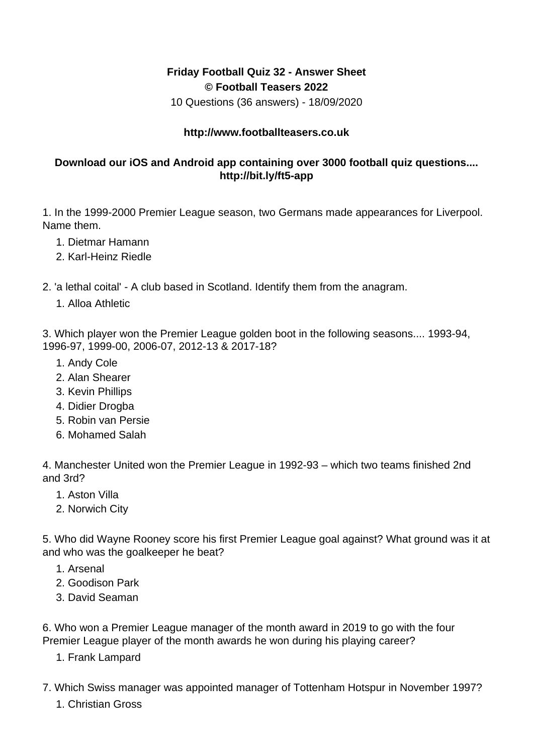**Friday Football Quiz 32 - Answer Sheet**
**© Football Teasers 2022**
10 Questions (36 answers) - 18/09/2020

**http://www.footballteasers.co.uk**

**Download our iOS and Android app containing over 3000 football quiz questions.... http://bit.ly/ft5-app**

1. In the 1999-2000 Premier League season, two Germans made appearances for Liverpool. Name them.

   1. Dietmar Hamann
   2. Karl-Heinz Riedle

2. 'a lethal coital' - A club based in Scotland. Identify them from the anagram.

   1. Alloa Athletic

3. Which player won the Premier League golden boot in the following seasons.... 1993-94, 1996-97, 1999-00, 2006-07, 2012-13 & 2017-18?

   1. Andy Cole
   2. Alan Shearer
   3. Kevin Phillips
   4. Didier Drogba
   5. Robin van Persie
   6. Mohamed Salah

4. Manchester United won the Premier League in 1992-93 – which two teams finished 2nd and 3rd?

   1. Aston Villa
   2. Norwich City

5. Who did Wayne Rooney score his first Premier League goal against? What ground was it at and who was the goalkeeper he beat?

   1. Arsenal
   2. Goodison Park
   3. David Seaman

6. Who won a Premier League manager of the month award in 2019 to go with the four Premier League player of the month awards he won during his playing career?

   1. Frank Lampard

7. Which Swiss manager was appointed manager of Tottenham Hotspur in November 1997?

   1. Christian Gross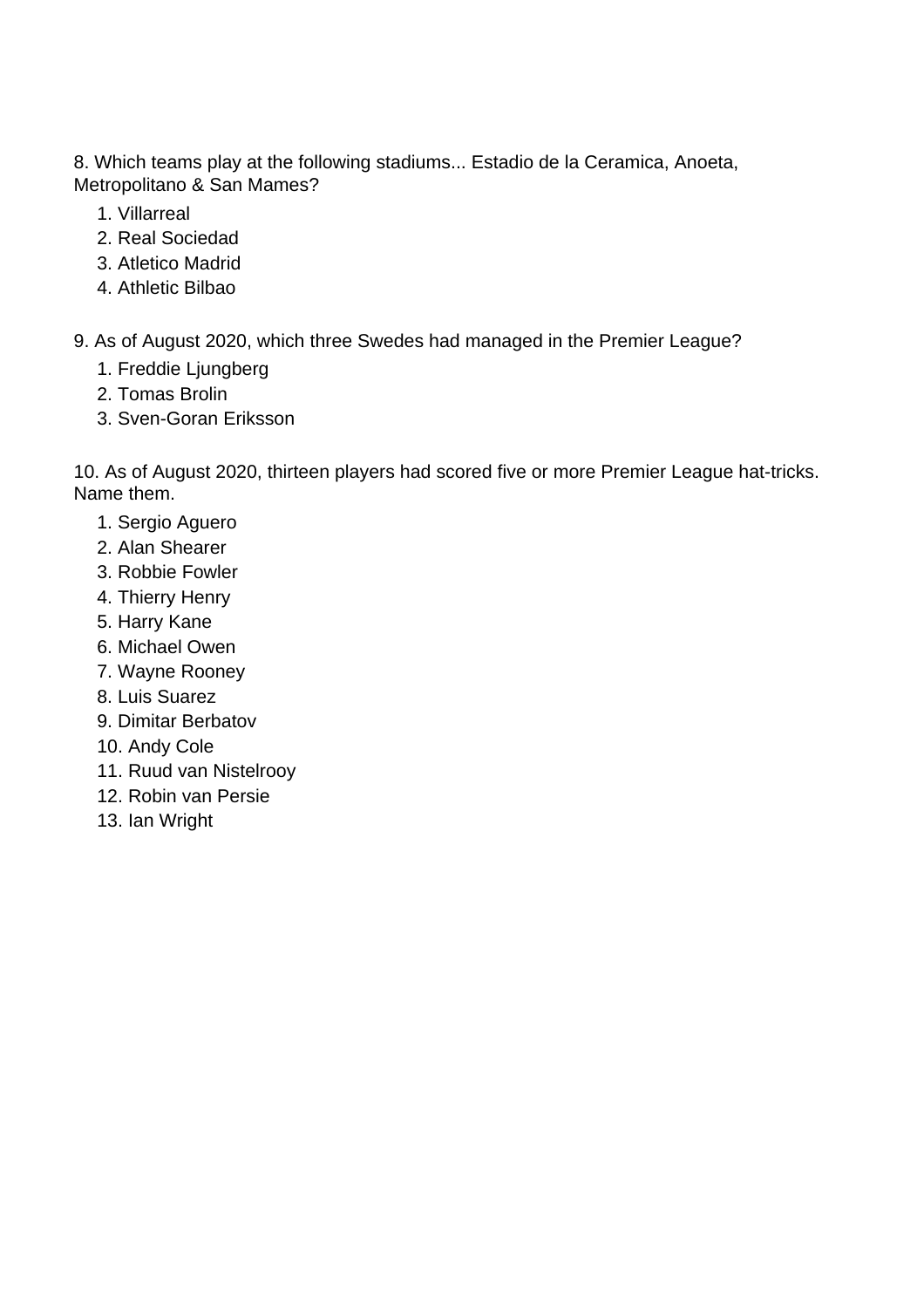8. Which teams play at the following stadiums... Estadio de la Ceramica, Anoeta, Metropolitano & San Mames?

1. Villarreal
2. Real Sociedad
3. Atletico Madrid
4. Athletic Bilbao

9. As of August 2020, which three Swedes had managed in the Premier League?

1. Freddie Ljungberg
2. Tomas Brolin
3. Sven-Goran Eriksson

10. As of August 2020, thirteen players had scored five or more Premier League hat-tricks. Name them.

1. Sergio Aguero
2. Alan Shearer
3. Robbie Fowler
4. Thierry Henry
5. Harry Kane
6. Michael Owen
7. Wayne Rooney
8. Luis Suarez
9. Dimitar Berbatov
10. Andy Cole
11. Ruud van Nistelrooy
12. Robin van Persie
13. Ian Wright